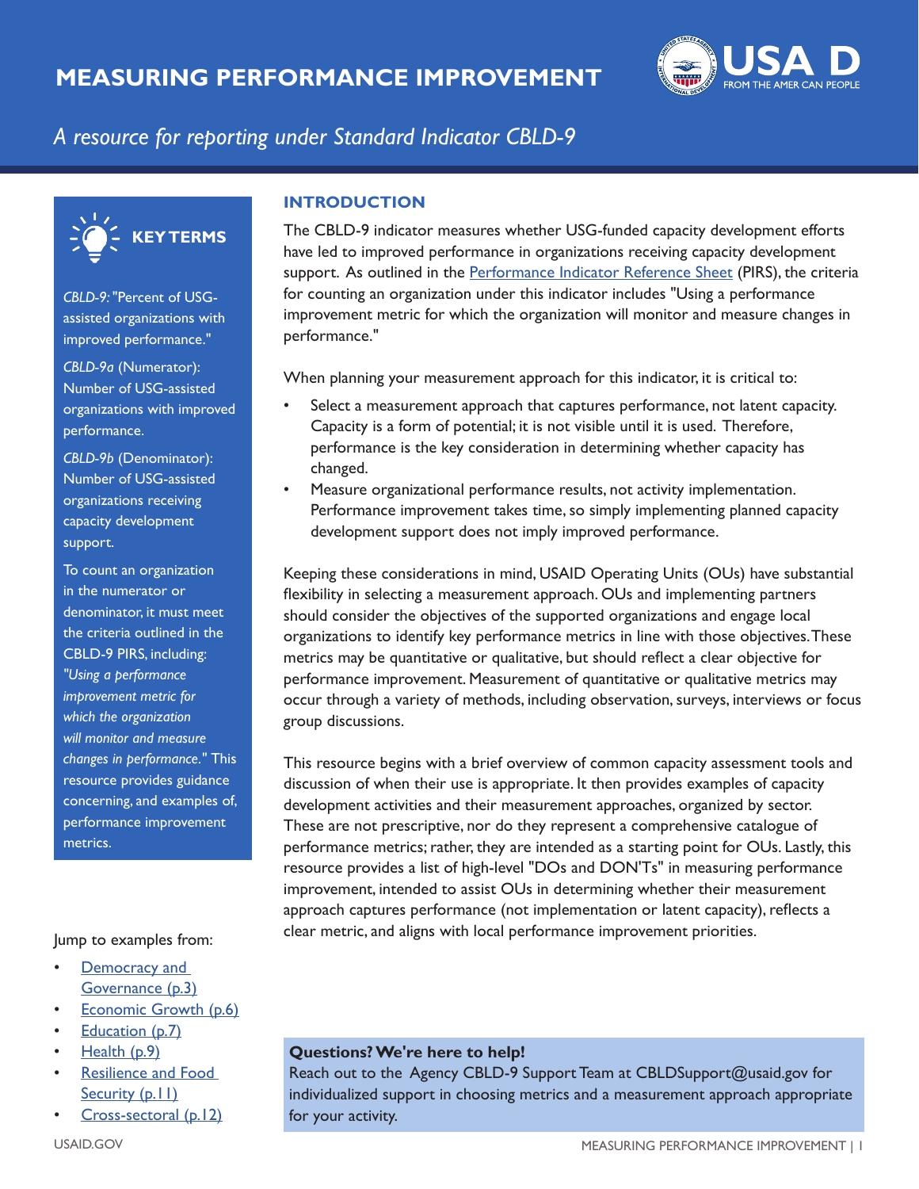# MEASURING PERFORMANCE IMPROVEMENT

*A resource for reporting under Standard Indicator CBLD-9*

## INTRODUCTION

The CBLD-9 indicator measures whether USG-funded capacity development efforts have led to improved performance in organizations receiving capacity development support. As outlined in the Performance Indicator Reference Sheet (PIRS), the criteria for counting an organization under this indicator includes "Using a performance improvement metric for which the organization will monitor and measure changes in performance."

When planning your measurement approach for this indicator, it is critical to:

- Select a measurement approach that captures performance, not latent capacity. Capacity is a form of potential; it is not visible until it is used. Therefore, performance is the key consideration in determining whether capacity has changed.
- Measure organizational performance results, not activity implementation. Performance improvement takes time, so simply implementing planned capacity development support does not imply improved performance.

Keeping these considerations in mind, USAID Operating Units (OUs) have substantial flexibility in selecting a measurement approach. OUs and implementing partners should consider the objectives of the supported organizations and engage local organizations to identify key performance metrics in line with those objectives. These metrics may be quantitative or qualitative, but should reflect a clear objective for performance improvement. Measurement of quantitative or qualitative metrics may occur through a variety of methods, including observation, surveys, interviews or focus group discussions.

This resource begins with a brief overview of common capacity assessment tools and discussion of when their use is appropriate. It then provides examples of capacity development activities and their measurement approaches, organized by sector. These are not prescriptive, nor do they represent a comprehensive catalogue of performance metrics; rather, they are intended as a starting point for OUs. Lastly, this resource provides a list of high-level "DOs and DON'Ts" in measuring performance improvement, intended to assist OUs in determining whether their measurement approach captures performance (not implementation or latent capacity), reflects a clear metric, and aligns with local performance improvement priorities.

### KEY TERMS

*CBLD-9*: "Percent of USG-assisted organizations with improved performance."

*CBLD-9a* (Numerator): Number of USG-assisted organizations with improved performance.

*CBLD-9b* (Denominator): Number of USG-assisted organizations receiving capacity development support.

To count an organization in the numerator or denominator, it must meet the criteria outlined in the CBLD-9 PIRS, including: *"Using a performance improvement metric for which the organization will monitor and measure changes in performance."* This resource provides guidance concerning, and examples of, performance improvement metrics.

Jump to examples from:

- Democracy and Governance (p.3)
- Economic Growth (p.6)
- Education (p.7)
- Health (p.9)
- Resilience and Food Security (p.11)
- Cross-sectoral (p.12)

**Questions? We're here to help!**
Reach out to the Agency CBLD-9 Support Team at CBLDSupport@usaid.gov for individualized support in choosing metrics and a measurement approach appropriate for your activity.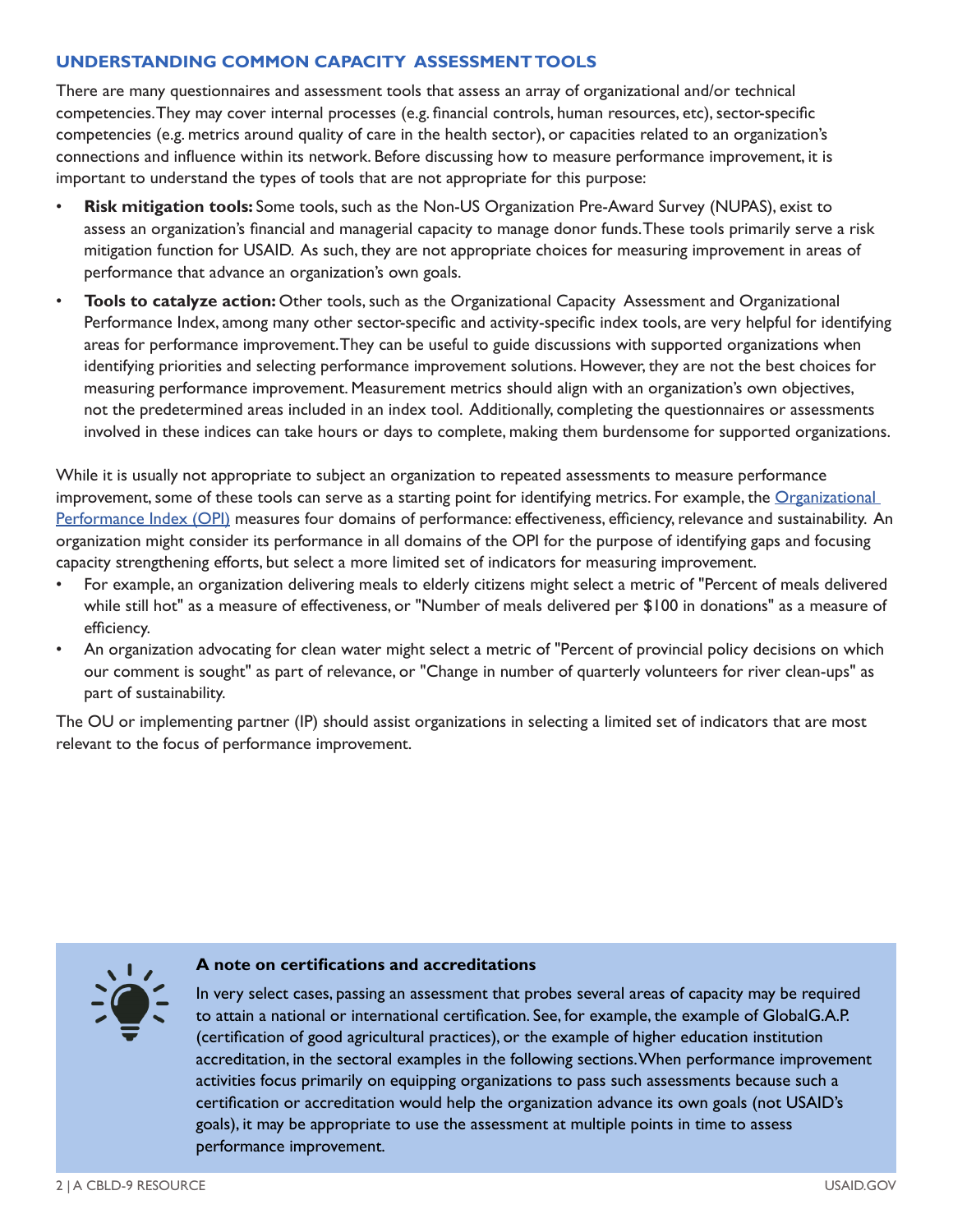## UNDERSTANDING COMMON CAPACITY ASSESSMENT TOOLS

There are many questionnaires and assessment tools that assess an array of organizational and/or technical competencies. They may cover internal processes (e.g. financial controls, human resources, etc), sector-specific competencies (e.g. metrics around quality of care in the health sector), or capacities related to an organization's connections and influence within its network. Before discussing how to measure performance improvement, it is important to understand the types of tools that are not appropriate for this purpose:

- **Risk mitigation tools:** Some tools, such as the Non-US Organization Pre-Award Survey (NUPAS), exist to assess an organization's financial and managerial capacity to manage donor funds. These tools primarily serve a risk mitigation function for USAID. As such, they are not appropriate choices for measuring improvement in areas of performance that advance an organization's own goals.
- **Tools to catalyze action:** Other tools, such as the Organizational Capacity Assessment and Organizational Performance Index, among many other sector-specific and activity-specific index tools, are very helpful for identifying areas for performance improvement. They can be useful to guide discussions with supported organizations when identifying priorities and selecting performance improvement solutions. However, they are not the best choices for measuring performance improvement. Measurement metrics should align with an organization's own objectives, not the predetermined areas included in an index tool. Additionally, completing the questionnaires or assessments involved in these indices can take hours or days to complete, making them burdensome for supported organizations.

While it is usually not appropriate to subject an organization to repeated assessments to measure performance improvement, some of these tools can serve as a starting point for identifying metrics. For example, the Organizational Performance Index (OPI) measures four domains of performance: effectiveness, efficiency, relevance and sustainability. An organization might consider its performance in all domains of the OPI for the purpose of identifying gaps and focusing capacity strengthening efforts, but select a more limited set of indicators for measuring improvement.

- For example, an organization delivering meals to elderly citizens might select a metric of "Percent of meals delivered while still hot" as a measure of effectiveness, or "Number of meals delivered per $100 in donations" as a measure of efficiency.
- An organization advocating for clean water might select a metric of "Percent of provincial policy decisions on which our comment is sought" as part of relevance, or "Change in number of quarterly volunteers for river clean-ups" as part of sustainability.

The OU or implementing partner (IP) should assist organizations in selecting a limited set of indicators that are most relevant to the focus of performance improvement.

**A note on certifications and accreditations**

In very select cases, passing an assessment that probes several areas of capacity may be required to attain a national or international certification. See, for example, the example of GlobalG.A.P. (certification of good agricultural practices), or the example of higher education institution accreditation, in the sectoral examples in the following sections. When performance improvement activities focus primarily on equipping organizations to pass such assessments because such a certification or accreditation would help the organization advance its own goals (not USAID's goals), it may be appropriate to use the assessment at multiple points in time to assess performance improvement.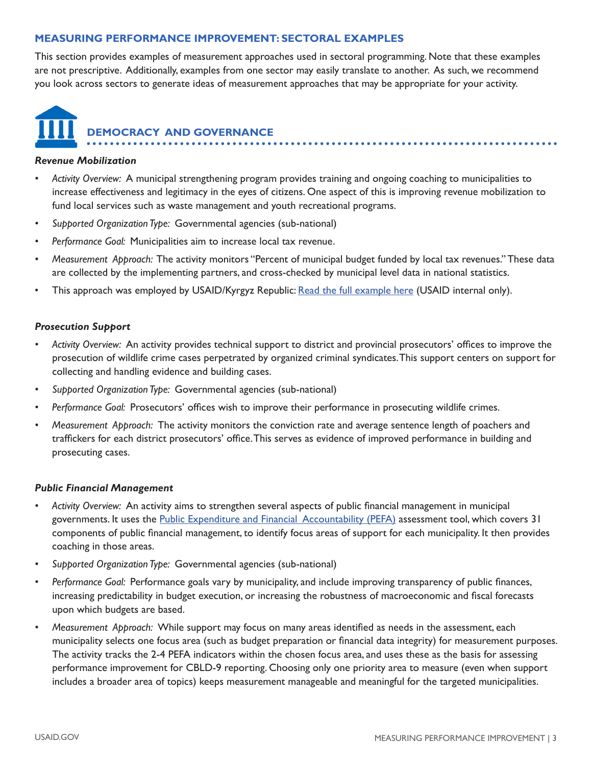## MEASURING PERFORMANCE IMPROVEMENT: SECTORAL EXAMPLES

This section provides examples of measurement approaches used in sectoral programming. Note that these examples are not prescriptive. Additionally, examples from one sector may easily translate to another. As such, we recommend you look across sectors to generate ideas of measurement approaches that may be appropriate for your activity.

### DEMOCRACY AND GOVERNANCE

***Revenue Mobilization***

- *Activity Overview:* A municipal strengthening program provides training and ongoing coaching to municipalities to increase effectiveness and legitimacy in the eyes of citizens. One aspect of this is improving revenue mobilization to fund local services such as waste management and youth recreational programs.
- *Supported Organization Type:* Governmental agencies (sub-national)
- *Performance Goal:* Municipalities aim to increase local tax revenue.
- *Measurement Approach:* The activity monitors "Percent of municipal budget funded by local tax revenues." These data are collected by the implementing partners, and cross-checked by municipal level data in national statistics.
- This approach was employed by USAID/Kyrgyz Republic: Read the full example here (USAID internal only).

***Prosecution Support***

- *Activity Overview:* An activity provides technical support to district and provincial prosecutors' offices to improve the prosecution of wildlife crime cases perpetrated by organized criminal syndicates. This support centers on support for collecting and handling evidence and building cases.
- *Supported Organization Type:* Governmental agencies (sub-national)
- *Performance Goal:* Prosecutors' offices wish to improve their performance in prosecuting wildlife crimes.
- *Measurement Approach:* The activity monitors the conviction rate and average sentence length of poachers and traffickers for each district prosecutors' office. This serves as evidence of improved performance in building and prosecuting cases.

***Public Financial Management***

- *Activity Overview:* An activity aims to strengthen several aspects of public financial management in municipal governments. It uses the Public Expenditure and Financial Accountability (PEFA) assessment tool, which covers 31 components of public financial management, to identify focus areas of support for each municipality. It then provides coaching in those areas.
- *Supported Organization Type:* Governmental agencies (sub-national)
- *Performance Goal:* Performance goals vary by municipality, and include improving transparency of public finances, increasing predictability in budget execution, or increasing the robustness of macroeconomic and fiscal forecasts upon which budgets are based.
- *Measurement Approach:* While support may focus on many areas identified as needs in the assessment, each municipality selects one focus area (such as budget preparation or financial data integrity) for measurement purposes. The activity tracks the 2-4 PEFA indicators within the chosen focus area, and uses these as the basis for assessing performance improvement for CBLD-9 reporting. Choosing only one priority area to measure (even when support includes a broader area of topics) keeps measurement manageable and meaningful for the targeted municipalities.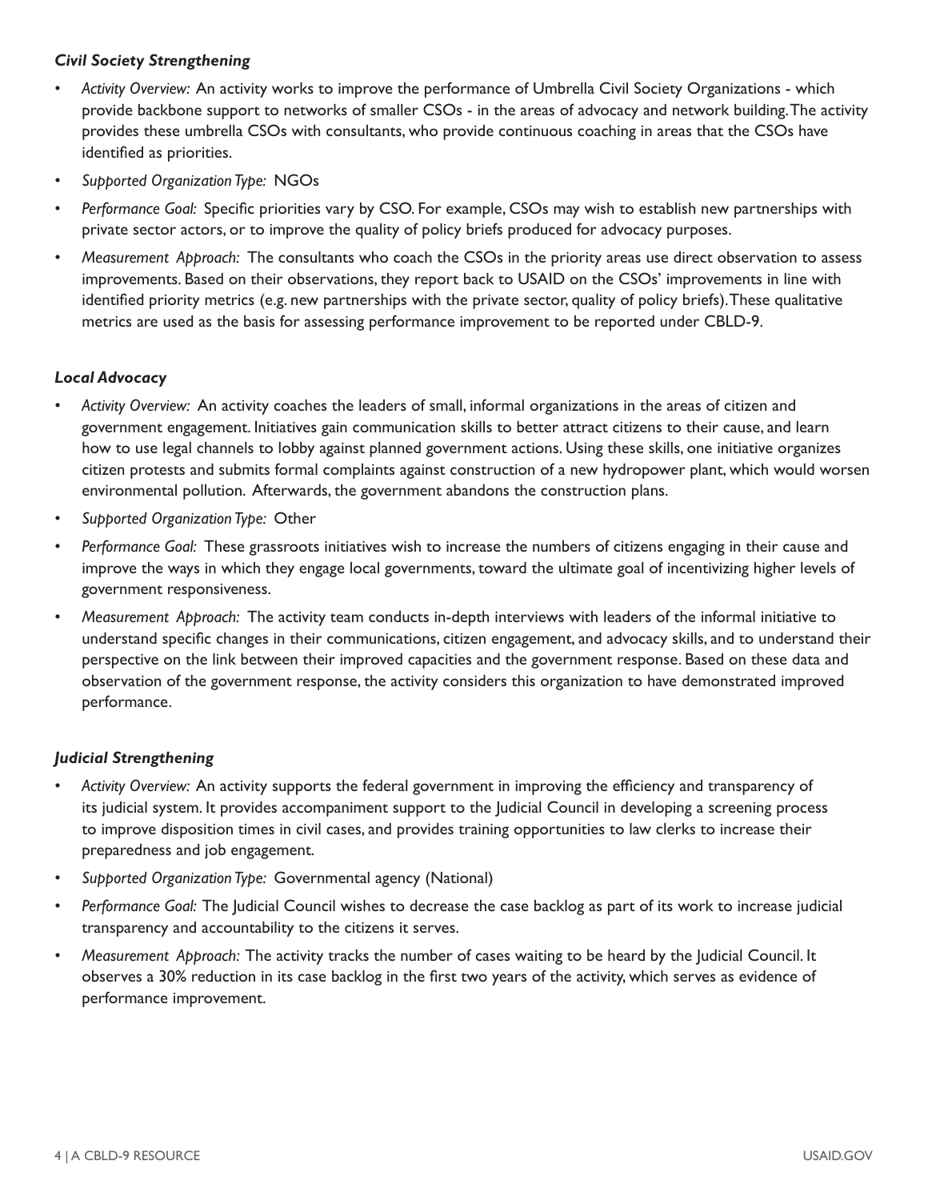### *Civil Society Strengthening*

- *Activity Overview:* An activity works to improve the performance of Umbrella Civil Society Organizations - which provide backbone support to networks of smaller CSOs - in the areas of advocacy and network building. The activity provides these umbrella CSOs with consultants, who provide continuous coaching in areas that the CSOs have identified as priorities.
- *Supported Organization Type:* NGOs
- *Performance Goal:* Specific priorities vary by CSO. For example, CSOs may wish to establish new partnerships with private sector actors, or to improve the quality of policy briefs produced for advocacy purposes.
- *Measurement Approach:* The consultants who coach the CSOs in the priority areas use direct observation to assess improvements. Based on their observations, they report back to USAID on the CSOs' improvements in line with identified priority metrics (e.g. new partnerships with the private sector, quality of policy briefs). These qualitative metrics are used as the basis for assessing performance improvement to be reported under CBLD-9.

### *Local Advocacy*

- *Activity Overview:* An activity coaches the leaders of small, informal organizations in the areas of citizen and government engagement. Initiatives gain communication skills to better attract citizens to their cause, and learn how to use legal channels to lobby against planned government actions. Using these skills, one initiative organizes citizen protests and submits formal complaints against construction of a new hydropower plant, which would worsen environmental pollution. Afterwards, the government abandons the construction plans.
- *Supported Organization Type:* Other
- *Performance Goal:* These grassroots initiatives wish to increase the numbers of citizens engaging in their cause and improve the ways in which they engage local governments, toward the ultimate goal of incentivizing higher levels of government responsiveness.
- *Measurement Approach:* The activity team conducts in-depth interviews with leaders of the informal initiative to understand specific changes in their communications, citizen engagement, and advocacy skills, and to understand their perspective on the link between their improved capacities and the government response. Based on these data and observation of the government response, the activity considers this organization to have demonstrated improved performance.

### *Judicial Strengthening*

- *Activity Overview:* An activity supports the federal government in improving the efficiency and transparency of its judicial system. It provides accompaniment support to the Judicial Council in developing a screening process to improve disposition times in civil cases, and provides training opportunities to law clerks to increase their preparedness and job engagement.
- *Supported Organization Type:* Governmental agency (National)
- *Performance Goal:* The Judicial Council wishes to decrease the case backlog as part of its work to increase judicial transparency and accountability to the citizens it serves.
- *Measurement Approach:* The activity tracks the number of cases waiting to be heard by the Judicial Council. It observes a 30% reduction in its case backlog in the first two years of the activity, which serves as evidence of performance improvement.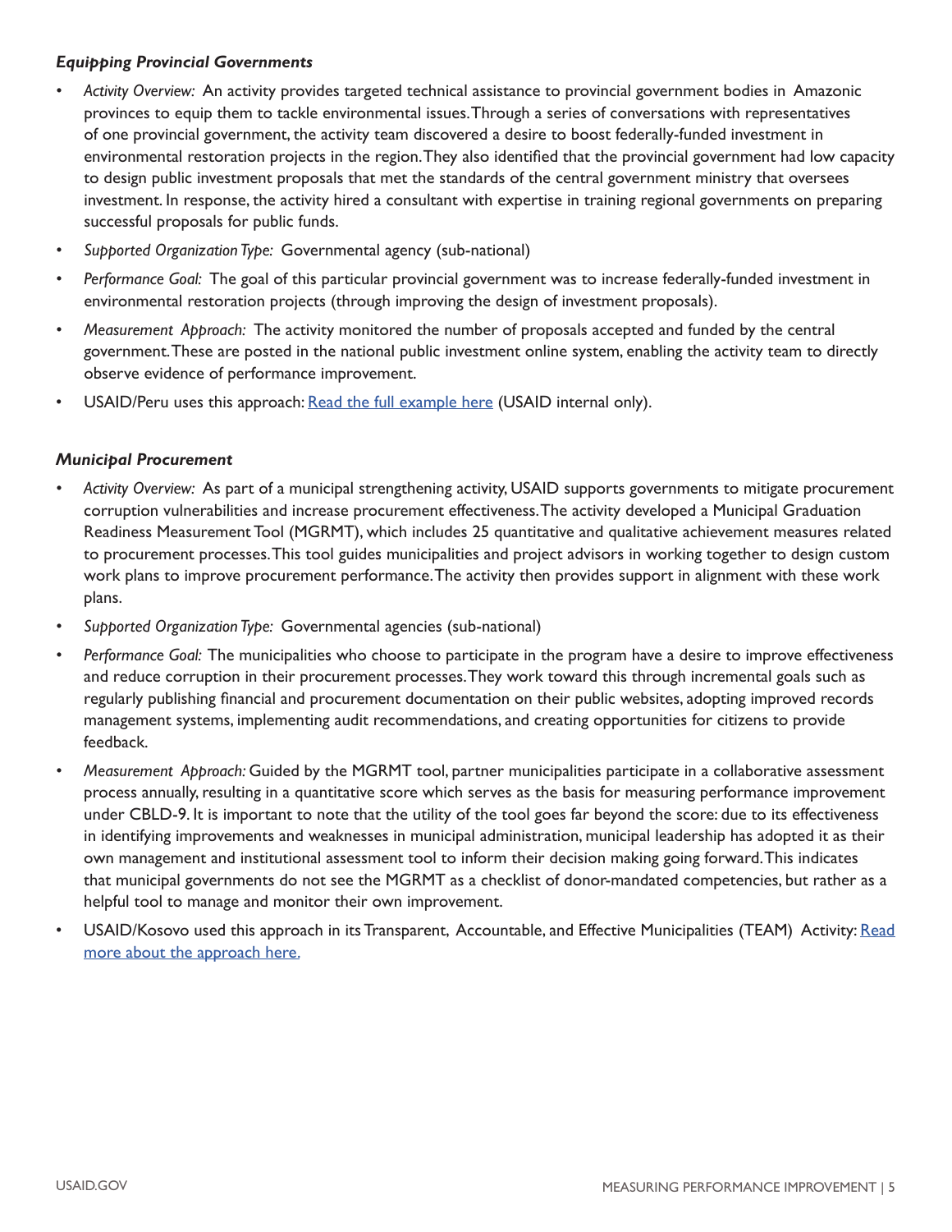### *Equipping Provincial Governments*

- *Activity Overview:* An activity provides targeted technical assistance to provincial government bodies in Amazonic provinces to equip them to tackle environmental issues. Through a series of conversations with representatives of one provincial government, the activity team discovered a desire to boost federally-funded investment in environmental restoration projects in the region. They also identified that the provincial government had low capacity to design public investment proposals that met the standards of the central government ministry that oversees investment. In response, the activity hired a consultant with expertise in training regional governments on preparing successful proposals for public funds.
- *Supported Organization Type:* Governmental agency (sub-national)
- *Performance Goal:* The goal of this particular provincial government was to increase federally-funded investment in environmental restoration projects (through improving the design of investment proposals).
- *Measurement Approach:* The activity monitored the number of proposals accepted and funded by the central government. These are posted in the national public investment online system, enabling the activity team to directly observe evidence of performance improvement.
- USAID/Peru uses this approach: [Read the full example here]() (USAID internal only).

### *Municipal Procurement*

- *Activity Overview:* As part of a municipal strengthening activity, USAID supports governments to mitigate procurement corruption vulnerabilities and increase procurement effectiveness. The activity developed a Municipal Graduation Readiness Measurement Tool (MGRMT), which includes 25 quantitative and qualitative achievement measures related to procurement processes. This tool guides municipalities and project advisors in working together to design custom work plans to improve procurement performance. The activity then provides support in alignment with these work plans.
- *Supported Organization Type:* Governmental agencies (sub-national)
- *Performance Goal:* The municipalities who choose to participate in the program have a desire to improve effectiveness and reduce corruption in their procurement processes. They work toward this through incremental goals such as regularly publishing financial and procurement documentation on their public websites, adopting improved records management systems, implementing audit recommendations, and creating opportunities for citizens to provide feedback.
- *Measurement Approach:* Guided by the MGRMT tool, partner municipalities participate in a collaborative assessment process annually, resulting in a quantitative score which serves as the basis for measuring performance improvement under CBLD-9. It is important to note that the utility of the tool goes far beyond the score: due to its effectiveness in identifying improvements and weaknesses in municipal administration, municipal leadership has adopted it as their own management and institutional assessment tool to inform their decision making going forward. This indicates that municipal governments do not see the MGRMT as a checklist of donor-mandated competencies, but rather as a helpful tool to manage and monitor their own improvement.
- USAID/Kosovo used this approach in its Transparent, Accountable, and Effective Municipalities (TEAM) Activity: [Read more about the approach here.]()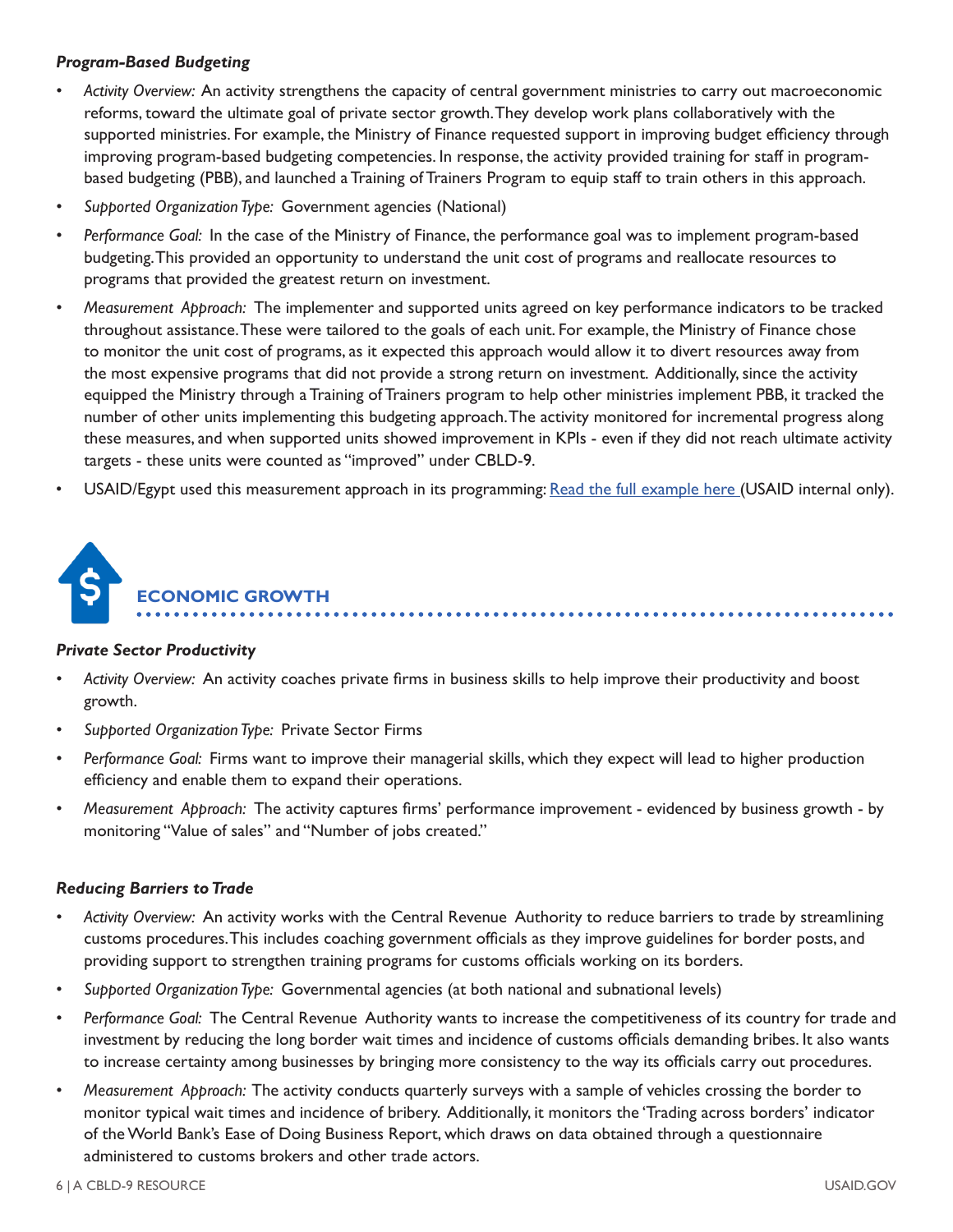### *Program-Based Budgeting*

- *Activity Overview:* An activity strengthens the capacity of central government ministries to carry out macroeconomic reforms, toward the ultimate goal of private sector growth. They develop work plans collaboratively with the supported ministries. For example, the Ministry of Finance requested support in improving budget efficiency through improving program-based budgeting competencies. In response, the activity provided training for staff in program-based budgeting (PBB), and launched a Training of Trainers Program to equip staff to train others in this approach.
- *Supported Organization Type:* Government agencies (National)
- *Performance Goal:* In the case of the Ministry of Finance, the performance goal was to implement program-based budgeting. This provided an opportunity to understand the unit cost of programs and reallocate resources to programs that provided the greatest return on investment.
- *Measurement Approach:* The implementer and supported units agreed on key performance indicators to be tracked throughout assistance. These were tailored to the goals of each unit. For example, the Ministry of Finance chose to monitor the unit cost of programs, as it expected this approach would allow it to divert resources away from the most expensive programs that did not provide a strong return on investment. Additionally, since the activity equipped the Ministry through a Training of Trainers program to help other ministries implement PBB, it tracked the number of other units implementing this budgeting approach. The activity monitored for incremental progress along these measures, and when supported units showed improvement in KPIs - even if they did not reach ultimate activity targets - these units were counted as "improved" under CBLD-9.
- USAID/Egypt used this measurement approach in its programming: Read the full example here (USAID internal only).

## ECONOMIC GROWTH

### *Private Sector Productivity*

- *Activity Overview:* An activity coaches private firms in business skills to help improve their productivity and boost growth.
- *Supported Organization Type:* Private Sector Firms
- *Performance Goal:* Firms want to improve their managerial skills, which they expect will lead to higher production efficiency and enable them to expand their operations.
- *Measurement Approach:* The activity captures firms' performance improvement - evidenced by business growth - by monitoring "Value of sales" and "Number of jobs created."

### *Reducing Barriers to Trade*

- *Activity Overview:* An activity works with the Central Revenue Authority to reduce barriers to trade by streamlining customs procedures. This includes coaching government officials as they improve guidelines for border posts, and providing support to strengthen training programs for customs officials working on its borders.
- *Supported Organization Type:* Governmental agencies (at both national and subnational levels)
- *Performance Goal:* The Central Revenue Authority wants to increase the competitiveness of its country for trade and investment by reducing the long border wait times and incidence of customs officials demanding bribes. It also wants to increase certainty among businesses by bringing more consistency to the way its officials carry out procedures.
- *Measurement Approach:* The activity conducts quarterly surveys with a sample of vehicles crossing the border to monitor typical wait times and incidence of bribery. Additionally, it monitors the 'Trading across borders' indicator of the World Bank's Ease of Doing Business Report, which draws on data obtained through a questionnaire administered to customs brokers and other trade actors.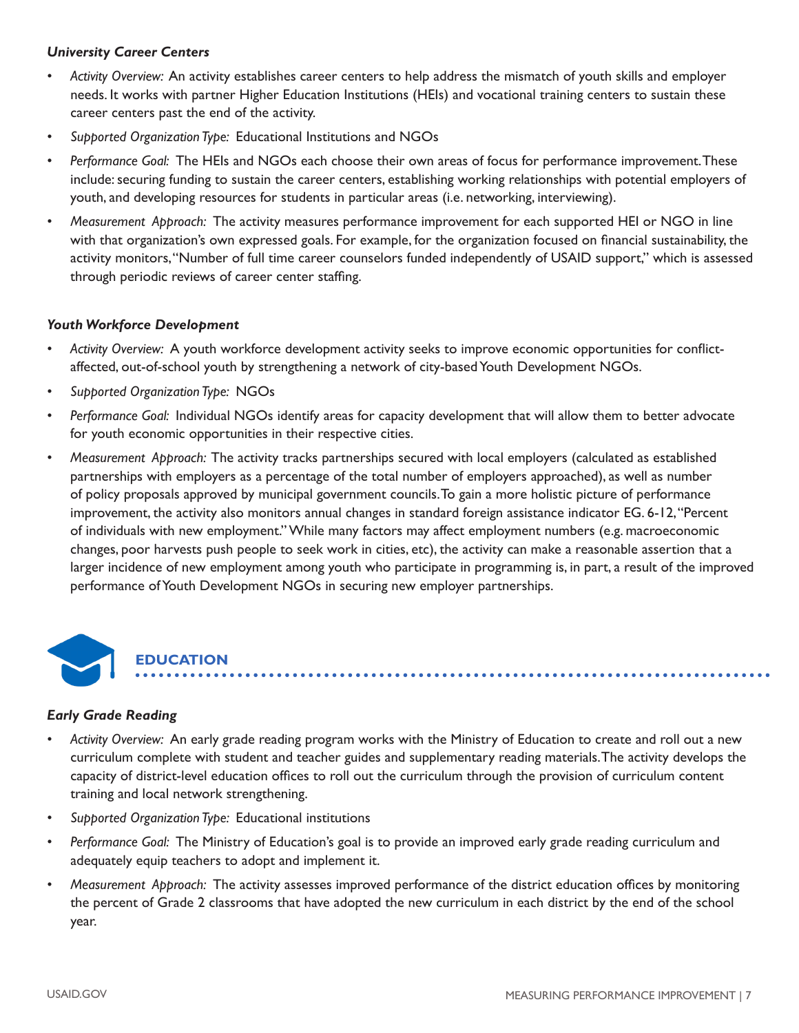### *University Career Centers*

- *Activity Overview:* An activity establishes career centers to help address the mismatch of youth skills and employer needs. It works with partner Higher Education Institutions (HEIs) and vocational training centers to sustain these career centers past the end of the activity.
- *Supported Organization Type:* Educational Institutions and NGOs
- *Performance Goal:* The HEIs and NGOs each choose their own areas of focus for performance improvement. These include: securing funding to sustain the career centers, establishing working relationships with potential employers of youth, and developing resources for students in particular areas (i.e. networking, interviewing).
- *Measurement Approach:* The activity measures performance improvement for each supported HEI or NGO in line with that organization's own expressed goals. For example, for the organization focused on financial sustainability, the activity monitors, "Number of full time career counselors funded independently of USAID support," which is assessed through periodic reviews of career center staffing.

### *Youth Workforce Development*

- *Activity Overview:* A youth workforce development activity seeks to improve economic opportunities for conflict-affected, out-of-school youth by strengthening a network of city-based Youth Development NGOs.
- *Supported Organization Type:* NGOs
- *Performance Goal:* Individual NGOs identify areas for capacity development that will allow them to better advocate for youth economic opportunities in their respective cities.
- *Measurement Approach:* The activity tracks partnerships secured with local employers (calculated as established partnerships with employers as a percentage of the total number of employers approached), as well as number of policy proposals approved by municipal government councils. To gain a more holistic picture of performance improvement, the activity also monitors annual changes in standard foreign assistance indicator EG. 6-12, "Percent of individuals with new employment." While many factors may affect employment numbers (e.g. macroeconomic changes, poor harvests push people to seek work in cities, etc), the activity can make a reasonable assertion that a larger incidence of new employment among youth who participate in programming is, in part, a result of the improved performance of Youth Development NGOs in securing new employer partnerships.

## EDUCATION

### *Early Grade Reading*

- *Activity Overview:* An early grade reading program works with the Ministry of Education to create and roll out a new curriculum complete with student and teacher guides and supplementary reading materials. The activity develops the capacity of district-level education offices to roll out the curriculum through the provision of curriculum content training and local network strengthening.
- *Supported Organization Type:* Educational institutions
- *Performance Goal:* The Ministry of Education's goal is to provide an improved early grade reading curriculum and adequately equip teachers to adopt and implement it.
- *Measurement Approach:* The activity assesses improved performance of the district education offices by monitoring the percent of Grade 2 classrooms that have adopted the new curriculum in each district by the end of the school year.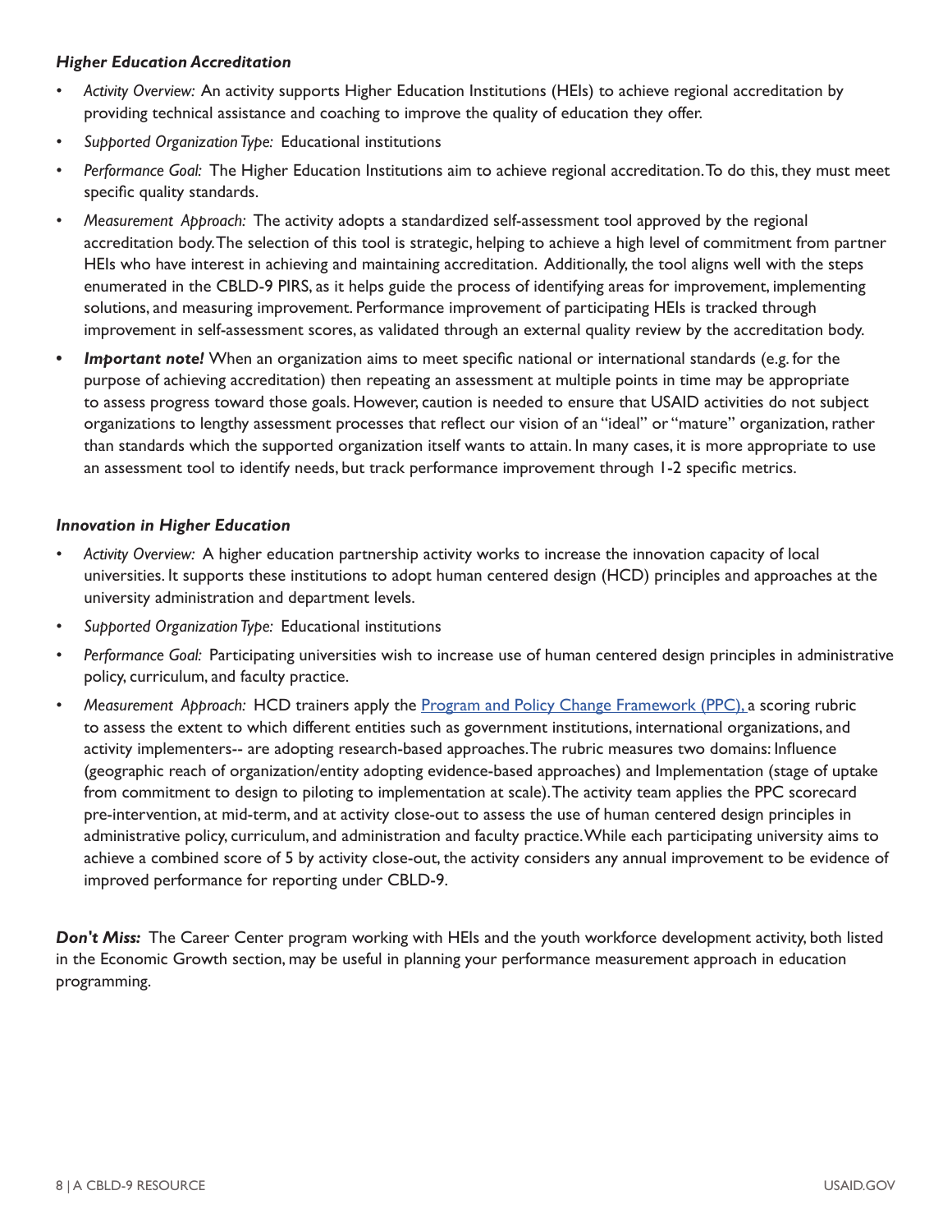***Higher Education Accreditation***

- *Activity Overview:* An activity supports Higher Education Institutions (HEIs) to achieve regional accreditation by providing technical assistance and coaching to improve the quality of education they offer.
- *Supported Organization Type:* Educational institutions
- *Performance Goal:* The Higher Education Institutions aim to achieve regional accreditation. To do this, they must meet specific quality standards.
- *Measurement Approach:* The activity adopts a standardized self-assessment tool approved by the regional accreditation body. The selection of this tool is strategic, helping to achieve a high level of commitment from partner HEIs who have interest in achieving and maintaining accreditation. Additionally, the tool aligns well with the steps enumerated in the CBLD-9 PIRS, as it helps guide the process of identifying areas for improvement, implementing solutions, and measuring improvement. Performance improvement of participating HEIs is tracked through improvement in self-assessment scores, as validated through an external quality review by the accreditation body.
- ***Important note!*** When an organization aims to meet specific national or international standards (e.g. for the purpose of achieving accreditation) then repeating an assessment at multiple points in time may be appropriate to assess progress toward those goals. However, caution is needed to ensure that USAID activities do not subject organizations to lengthy assessment processes that reflect our vision of an "ideal" or "mature" organization, rather than standards which the supported organization itself wants to attain. In many cases, it is more appropriate to use an assessment tool to identify needs, but track performance improvement through 1-2 specific metrics.

***Innovation in Higher Education***

- *Activity Overview:* A higher education partnership activity works to increase the innovation capacity of local universities. It supports these institutions to adopt human centered design (HCD) principles and approaches at the university administration and department levels.
- *Supported Organization Type:* Educational institutions
- *Performance Goal:* Participating universities wish to increase use of human centered design principles in administrative policy, curriculum, and faculty practice.
- *Measurement Approach:* HCD trainers apply the Program and Policy Change Framework (PPC), a scoring rubric to assess the extent to which different entities such as government institutions, international organizations, and activity implementers-- are adopting research-based approaches. The rubric measures two domains: Influence (geographic reach of organization/entity adopting evidence-based approaches) and Implementation (stage of uptake from commitment to design to piloting to implementation at scale). The activity team applies the PPC scorecard pre-intervention, at mid-term, and at activity close-out to assess the use of human centered design principles in administrative policy, curriculum, and administration and faculty practice. While each participating university aims to achieve a combined score of 5 by activity close-out, the activity considers any annual improvement to be evidence of improved performance for reporting under CBLD-9.

***Don't Miss:*** The Career Center program working with HEIs and the youth workforce development activity, both listed in the Economic Growth section, may be useful in planning your performance measurement approach in education programming.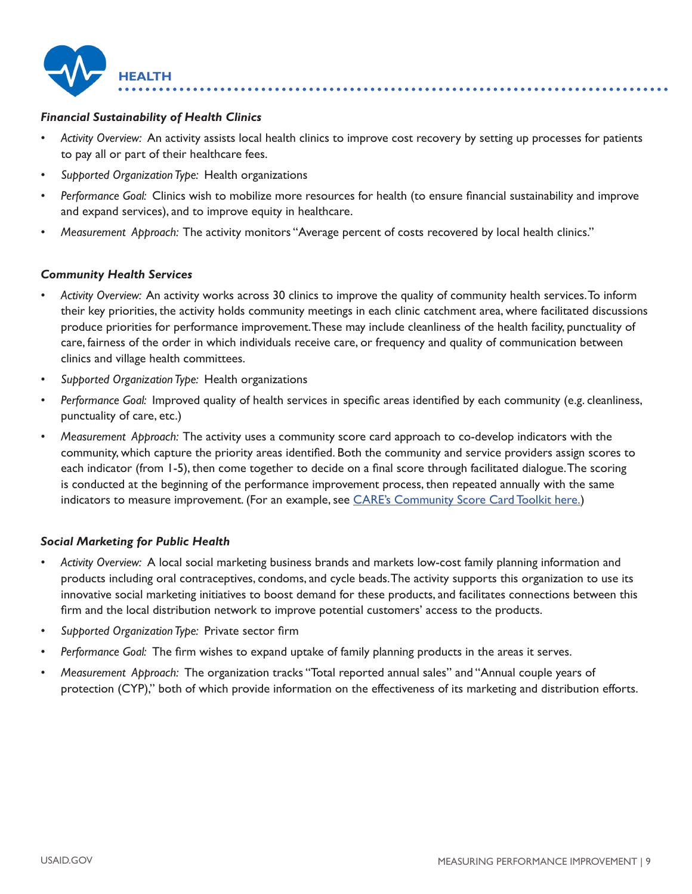## HEALTH

***Financial Sustainability of Health Clinics***

- *Activity Overview:* An activity assists local health clinics to improve cost recovery by setting up processes for patients to pay all or part of their healthcare fees.
- *Supported Organization Type:* Health organizations
- *Performance Goal:* Clinics wish to mobilize more resources for health (to ensure financial sustainability and improve and expand services), and to improve equity in healthcare.
- *Measurement Approach:* The activity monitors "Average percent of costs recovered by local health clinics."

***Community Health Services***

- *Activity Overview:* An activity works across 30 clinics to improve the quality of community health services. To inform their key priorities, the activity holds community meetings in each clinic catchment area, where facilitated discussions produce priorities for performance improvement. These may include cleanliness of the health facility, punctuality of care, fairness of the order in which individuals receive care, or frequency and quality of communication between clinics and village health committees.
- *Supported Organization Type:* Health organizations
- *Performance Goal:* Improved quality of health services in specific areas identified by each community (e.g. cleanliness, punctuality of care, etc.)
- *Measurement Approach:* The activity uses a community score card approach to co-develop indicators with the community, which capture the priority areas identified. Both the community and service providers assign scores to each indicator (from 1-5), then come together to decide on a final score through facilitated dialogue. The scoring is conducted at the beginning of the performance improvement process, then repeated annually with the same indicators to measure improvement. (For an example, see [CARE's Community Score Card Toolkit here.](#))

***Social Marketing for Public Health***

- *Activity Overview:* A local social marketing business brands and markets low-cost family planning information and products including oral contraceptives, condoms, and cycle beads. The activity supports this organization to use its innovative social marketing initiatives to boost demand for these products, and facilitates connections between this firm and the local distribution network to improve potential customers' access to the products.
- *Supported Organization Type:* Private sector firm
- *Performance Goal:* The firm wishes to expand uptake of family planning products in the areas it serves.
- *Measurement Approach:* The organization tracks "Total reported annual sales" and "Annual couple years of protection (CYP)," both of which provide information on the effectiveness of its marketing and distribution efforts.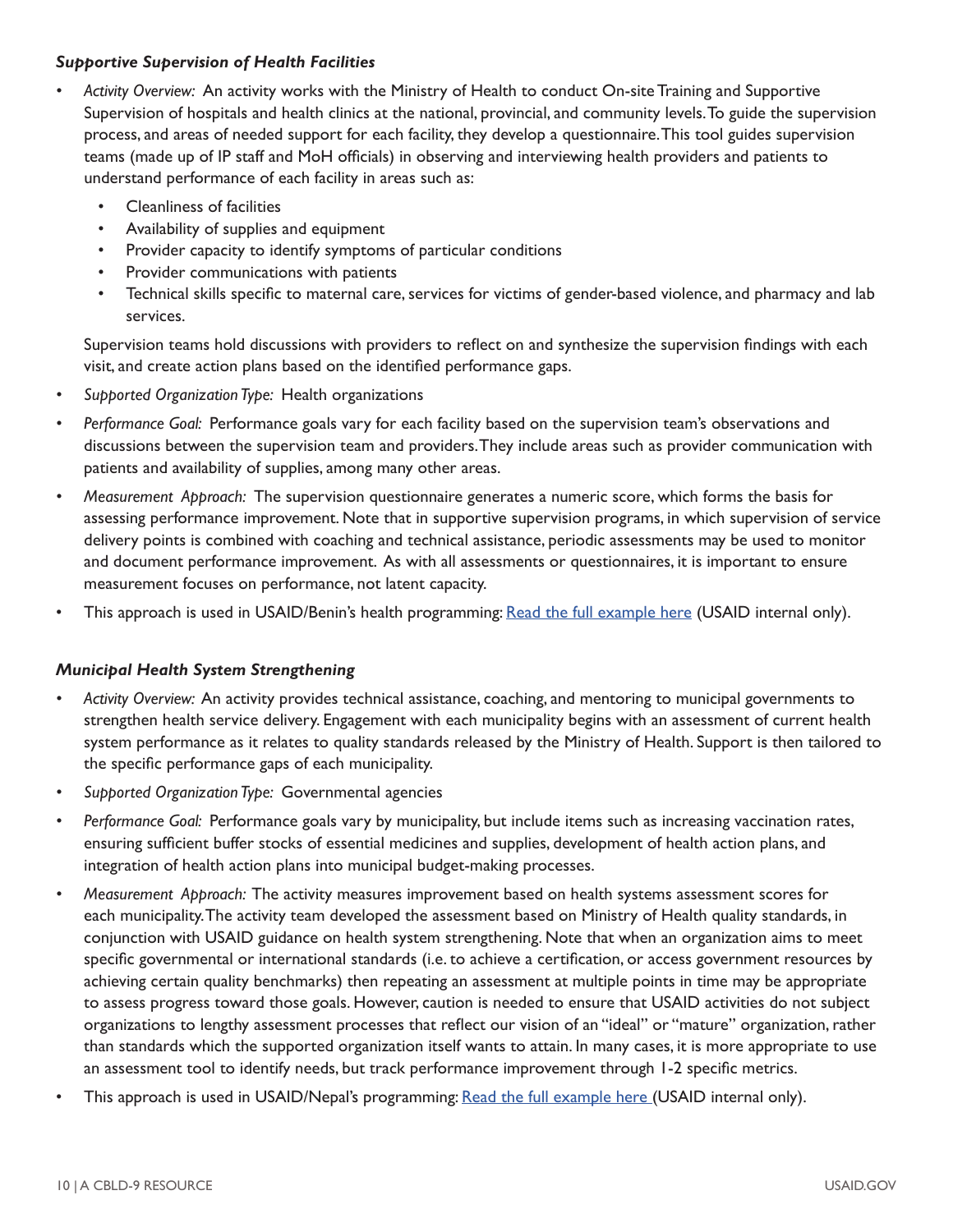### *Supportive Supervision of Health Facilities*

- *Activity Overview:* An activity works with the Ministry of Health to conduct On-site Training and Supportive Supervision of hospitals and health clinics at the national, provincial, and community levels. To guide the supervision process, and areas of needed support for each facility, they develop a questionnaire. This tool guides supervision teams (made up of IP staff and MoH officials) in observing and interviewing health providers and patients to understand performance of each facility in areas such as:
  - Cleanliness of facilities
  - Availability of supplies and equipment
  - Provider capacity to identify symptoms of particular conditions
  - Provider communications with patients
  - Technical skills specific to maternal care, services for victims of gender-based violence, and pharmacy and lab services.

  Supervision teams hold discussions with providers to reflect on and synthesize the supervision findings with each visit, and create action plans based on the identified performance gaps.
- *Supported Organization Type:* Health organizations
- *Performance Goal:* Performance goals vary for each facility based on the supervision team's observations and discussions between the supervision team and providers. They include areas such as provider communication with patients and availability of supplies, among many other areas.
- *Measurement Approach:* The supervision questionnaire generates a numeric score, which forms the basis for assessing performance improvement. Note that in supportive supervision programs, in which supervision of service delivery points is combined with coaching and technical assistance, periodic assessments may be used to monitor and document performance improvement. As with all assessments or questionnaires, it is important to ensure measurement focuses on performance, not latent capacity.
- This approach is used in USAID/Benin's health programming: [Read the full example here](#) (USAID internal only).

### *Municipal Health System Strengthening*

- *Activity Overview:* An activity provides technical assistance, coaching, and mentoring to municipal governments to strengthen health service delivery. Engagement with each municipality begins with an assessment of current health system performance as it relates to quality standards released by the Ministry of Health. Support is then tailored to the specific performance gaps of each municipality.
- *Supported Organization Type:* Governmental agencies
- *Performance Goal:* Performance goals vary by municipality, but include items such as increasing vaccination rates, ensuring sufficient buffer stocks of essential medicines and supplies, development of health action plans, and integration of health action plans into municipal budget-making processes.
- *Measurement Approach:* The activity measures improvement based on health systems assessment scores for each municipality. The activity team developed the assessment based on Ministry of Health quality standards, in conjunction with USAID guidance on health system strengthening. Note that when an organization aims to meet specific governmental or international standards (i.e. to achieve a certification, or access government resources by achieving certain quality benchmarks) then repeating an assessment at multiple points in time may be appropriate to assess progress toward those goals. However, caution is needed to ensure that USAID activities do not subject organizations to lengthy assessment processes that reflect our vision of an "ideal" or "mature" organization, rather than standards which the supported organization itself wants to attain. In many cases, it is more appropriate to use an assessment tool to identify needs, but track performance improvement through 1-2 specific metrics.
- This approach is used in USAID/Nepal's programming: [Read the full example here](#) (USAID internal only).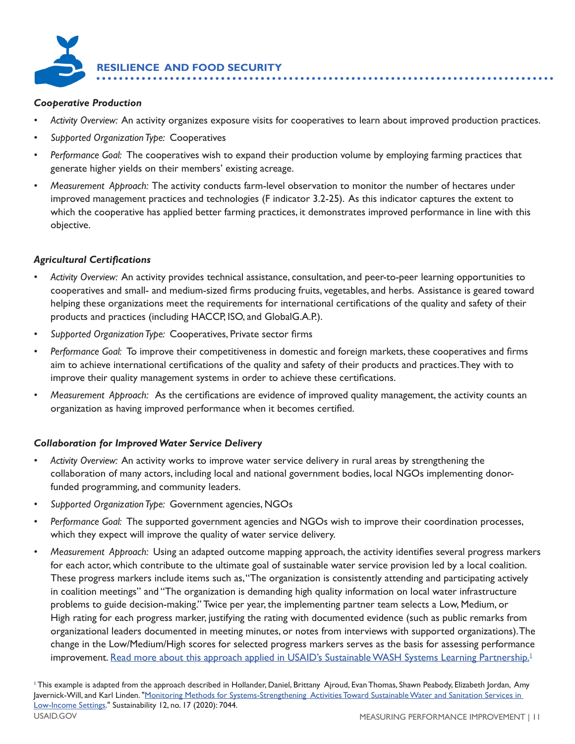## RESILIENCE AND FOOD SECURITY

***Cooperative Production***

- *Activity Overview:* An activity organizes exposure visits for cooperatives to learn about improved production practices.
- *Supported Organization Type:* Cooperatives
- *Performance Goal:* The cooperatives wish to expand their production volume by employing farming practices that generate higher yields on their members' existing acreage.
- *Measurement Approach:* The activity conducts farm-level observation to monitor the number of hectares under improved management practices and technologies (F indicator 3.2-25). As this indicator captures the extent to which the cooperative has applied better farming practices, it demonstrates improved performance in line with this objective.

***Agricultural Certifications***

- *Activity Overview:* An activity provides technical assistance, consultation, and peer-to-peer learning opportunities to cooperatives and small- and medium-sized firms producing fruits, vegetables, and herbs. Assistance is geared toward helping these organizations meet the requirements for international certifications of the quality and safety of their products and practices (including HACCP, ISO, and GlobalG.A.P.).
- *Supported Organization Type:* Cooperatives, Private sector firms
- *Performance Goal:* To improve their competitiveness in domestic and foreign markets, these cooperatives and firms aim to achieve international certifications of the quality and safety of their products and practices. They with to improve their quality management systems in order to achieve these certifications.
- *Measurement Approach:* As the certifications are evidence of improved quality management, the activity counts an organization as having improved performance when it becomes certified.

***Collaboration for Improved Water Service Delivery***

- *Activity Overview:* An activity works to improve water service delivery in rural areas by strengthening the collaboration of many actors, including local and national government bodies, local NGOs implementing donor-funded programming, and community leaders.
- *Supported Organization Type:* Government agencies, NGOs
- *Performance Goal:* The supported government agencies and NGOs wish to improve their coordination processes, which they expect will improve the quality of water service delivery.
- *Measurement Approach:* Using an adapted outcome mapping approach, the activity identifies several progress markers for each actor, which contribute to the ultimate goal of sustainable water service provision led by a local coalition. These progress markers include items such as, "The organization is consistently attending and participating actively in coalition meetings" and "The organization is demanding high quality information on local water infrastructure problems to guide decision-making." Twice per year, the implementing partner team selects a Low, Medium, or High rating for each progress marker, justifying the rating with documented evidence (such as public remarks from organizational leaders documented in meeting minutes, or notes from interviews with supported organizations). The change in the Low/Medium/High scores for selected progress markers serves as the basis for assessing performance improvement. [Read more about this approach applied in USAID's Sustainable WASH Systems Learning Partnership.][1]

[1] This example is adapted from the approach described in Hollander, Daniel, Brittany Ajroud, Evan Thomas, Shawn Peabody, Elizabeth Jordan, Amy Javernick-Will, and Karl Linden. "Monitoring Methods for Systems-Strengthening Activities Toward Sustainable Water and Sanitation Services in Low-Income Settings." Sustainability 12, no. 17 (2020): 7044.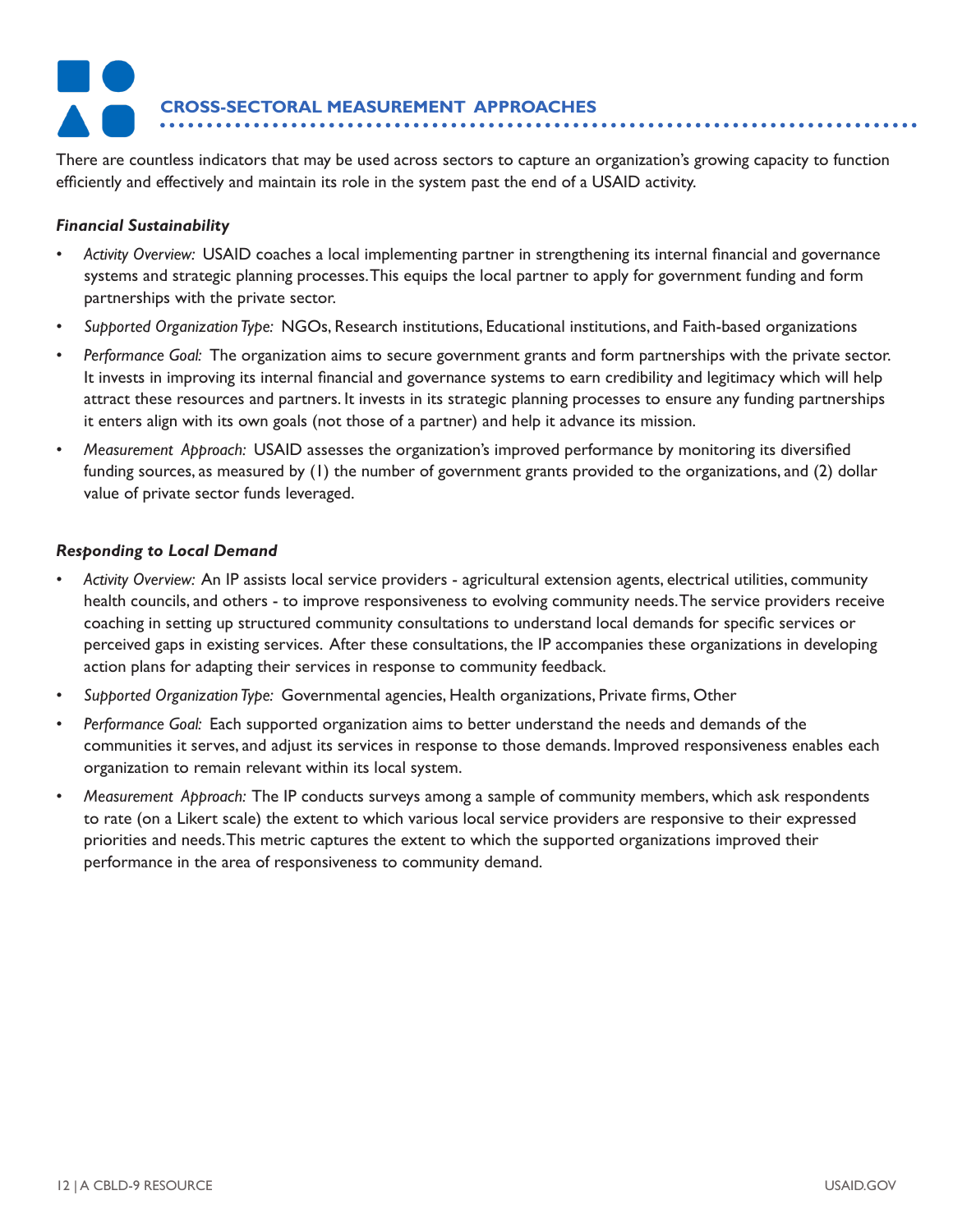## CROSS-SECTORAL MEASUREMENT APPROACHES

There are countless indicators that may be used across sectors to capture an organization's growing capacity to function efficiently and effectively and maintain its role in the system past the end of a USAID activity.

### *Financial Sustainability*

- *Activity Overview:* USAID coaches a local implementing partner in strengthening its internal financial and governance systems and strategic planning processes. This equips the local partner to apply for government funding and form partnerships with the private sector.
- *Supported Organization Type:* NGOs, Research institutions, Educational institutions, and Faith-based organizations
- *Performance Goal:* The organization aims to secure government grants and form partnerships with the private sector. It invests in improving its internal financial and governance systems to earn credibility and legitimacy which will help attract these resources and partners. It invests in its strategic planning processes to ensure any funding partnerships it enters align with its own goals (not those of a partner) and help it advance its mission.
- *Measurement Approach:* USAID assesses the organization's improved performance by monitoring its diversified funding sources, as measured by (1) the number of government grants provided to the organizations, and (2) dollar value of private sector funds leveraged.

### *Responding to Local Demand*

- *Activity Overview:* An IP assists local service providers - agricultural extension agents, electrical utilities, community health councils, and others - to improve responsiveness to evolving community needs. The service providers receive coaching in setting up structured community consultations to understand local demands for specific services or perceived gaps in existing services. After these consultations, the IP accompanies these organizations in developing action plans for adapting their services in response to community feedback.
- *Supported Organization Type:* Governmental agencies, Health organizations, Private firms, Other
- *Performance Goal:* Each supported organization aims to better understand the needs and demands of the communities it serves, and adjust its services in response to those demands. Improved responsiveness enables each organization to remain relevant within its local system.
- *Measurement Approach:* The IP conducts surveys among a sample of community members, which ask respondents to rate (on a Likert scale) the extent to which various local service providers are responsive to their expressed priorities and needs. This metric captures the extent to which the supported organizations improved their performance in the area of responsiveness to community demand.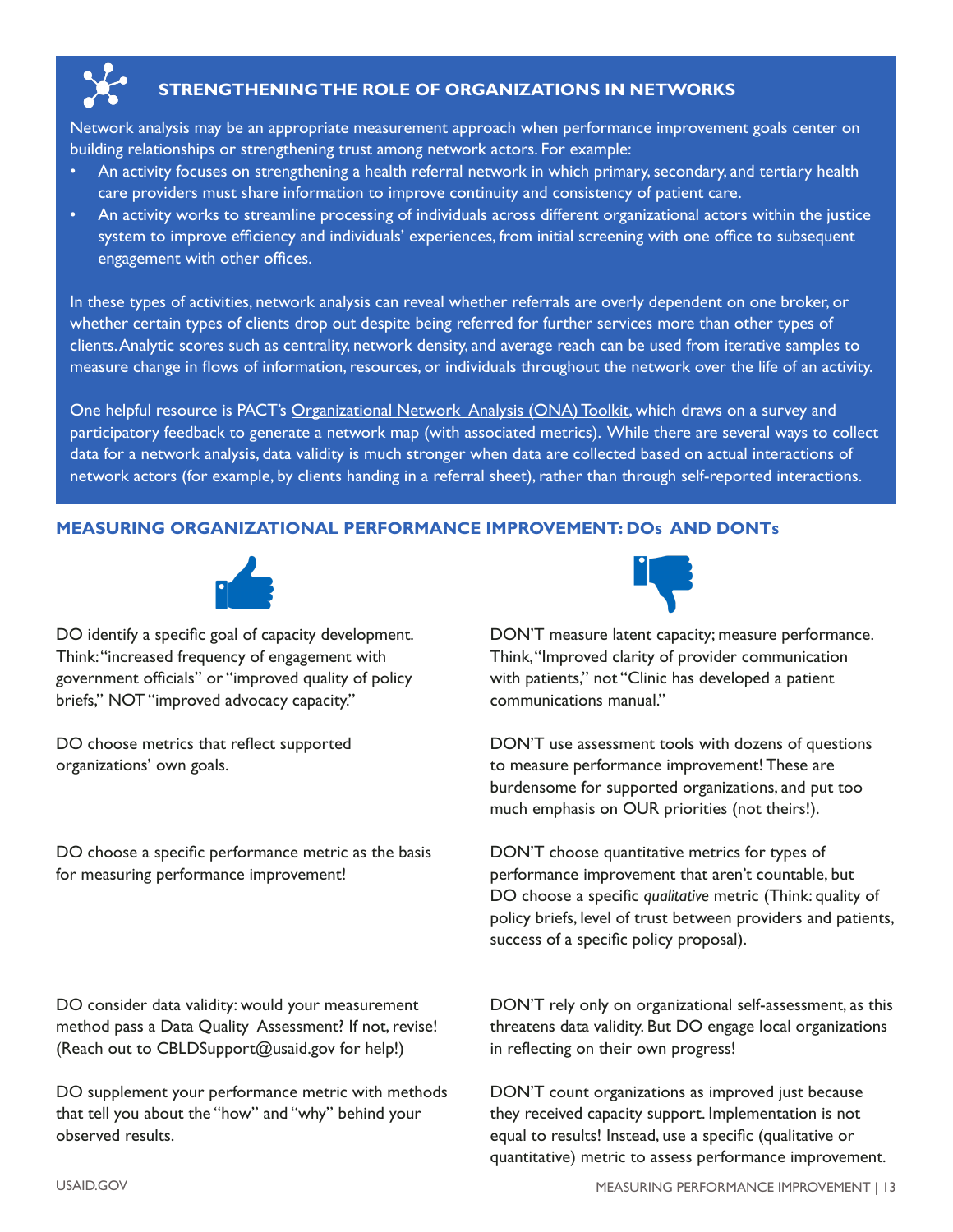## STRENGTHENING THE ROLE OF ORGANIZATIONS IN NETWORKS

Network analysis may be an appropriate measurement approach when performance improvement goals center on building relationships or strengthening trust among network actors. For example:

- An activity focuses on strengthening a health referral network in which primary, secondary, and tertiary health care providers must share information to improve continuity and consistency of patient care.
- An activity works to streamline processing of individuals across different organizational actors within the justice system to improve efficiency and individuals' experiences, from initial screening with one office to subsequent engagement with other offices.

In these types of activities, network analysis can reveal whether referrals are overly dependent on one broker, or whether certain types of clients drop out despite being referred for further services more than other types of clients. Analytic scores such as centrality, network density, and average reach can be used from iterative samples to measure change in flows of information, resources, or individuals throughout the network over the life of an activity.

One helpful resource is PACT's Organizational Network Analysis (ONA) Toolkit, which draws on a survey and participatory feedback to generate a network map (with associated metrics). While there are several ways to collect data for a network analysis, data validity is much stronger when data are collected based on actual interactions of network actors (for example, by clients handing in a referral sheet), rather than through self-reported interactions.

## MEASURING ORGANIZATIONAL PERFORMANCE IMPROVEMENT: DOs AND DONTs

DO identify a specific goal of capacity development. Think: "increased frequency of engagement with government officials" or "improved quality of policy briefs," NOT "improved advocacy capacity."

DO choose metrics that reflect supported organizations' own goals.

DO choose a specific performance metric as the basis for measuring performance improvement!

DO consider data validity: would your measurement method pass a Data Quality Assessment? If not, revise! (Reach out to CBLDSupport@usaid.gov for help!)

DO supplement your performance metric with methods that tell you about the "how" and "why" behind your observed results.

DON'T measure latent capacity; measure performance. Think, "Improved clarity of provider communication with patients," not "Clinic has developed a patient communications manual."

DON'T use assessment tools with dozens of questions to measure performance improvement! These are burdensome for supported organizations, and put too much emphasis on OUR priorities (not theirs!).

DON'T choose quantitative metrics for types of performance improvement that aren't countable, but DO choose a specific *qualitative* metric (Think: quality of policy briefs, level of trust between providers and patients, success of a specific policy proposal).

DON'T rely only on organizational self-assessment, as this threatens data validity. But DO engage local organizations in reflecting on their own progress!

DON'T count organizations as improved just because they received capacity support. Implementation is not equal to results! Instead, use a specific (qualitative or quantitative) metric to assess performance improvement.